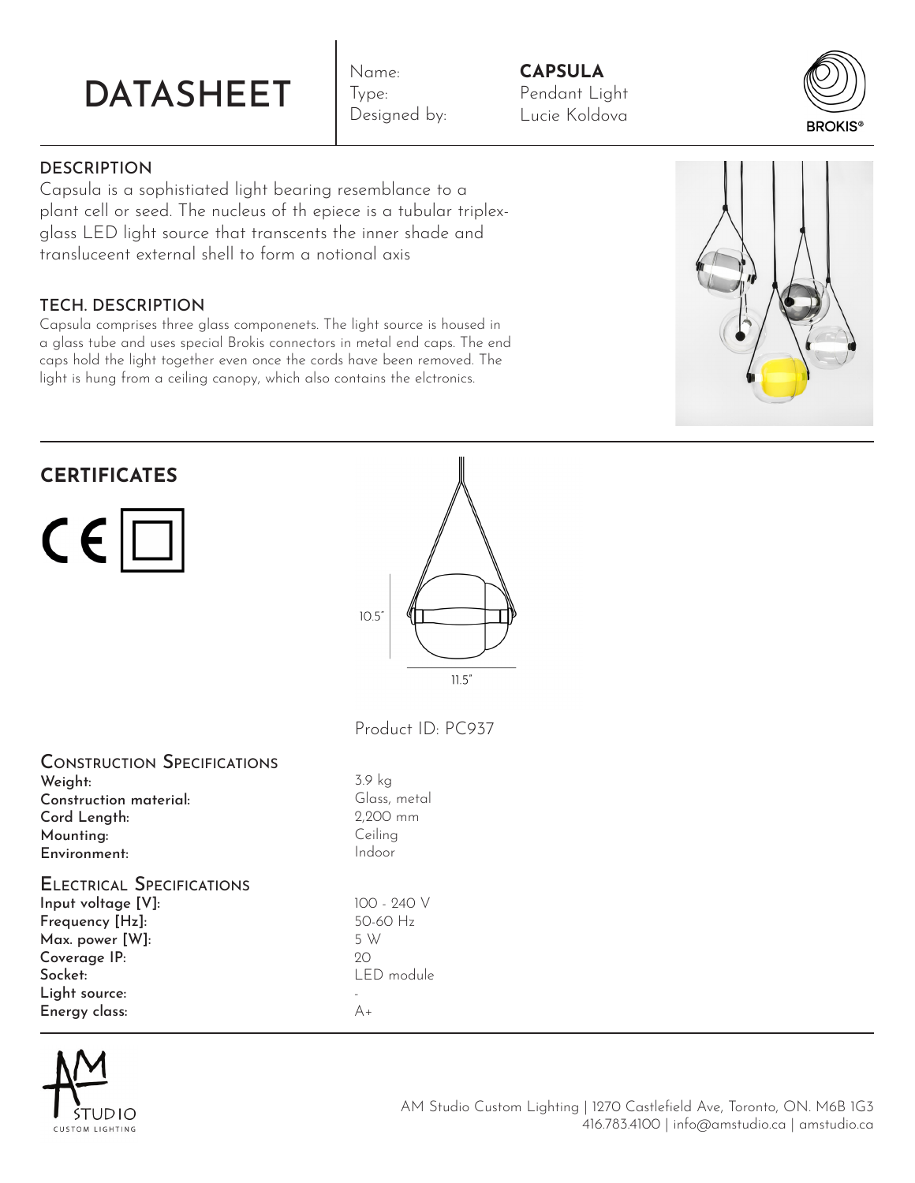# DATASHEET

Name: **CAPSULA**
Type: Pendant Light
Designed by: Lucie Koldova

BROKIS®

### DESCRIPTION

Capsula is a sophistiated light bearing resemblance to a plant cell or seed. The nucleus of th epiece is a tubular triplex-glass LED light source that transcents the inner shade and transluceent external shell to form a notional axis

### TECH. DESCRIPTION

Capsula comprises three glass componenets. The light source is housed in a glass tube and uses special Brokis connectors in metal end caps. The end caps hold the light together even once the cords have been removed. The light is hung from a ceiling canopy, which also contains the elctronics.

## CERTIFICATES

CE

10.5"

11.5"

Product ID: PC937

### Construction Specifications

| | |
|---|---|
| **Weight:** | 3.9 kg |
| **Construction material:** | Glass, metal |
| **Cord Length:** | 2,200 mm |
| **Mounting:** | Ceiling |
| **Environment:** | Indoor |

### Electrical Specifications

| | |
|---|---|
| **Input voltage [V]:** | 100 - 240 V |
| **Frequency [Hz]:** | 50-60 Hz |
| **Max. power [W]:** | 5 W |
| **Coverage IP:** | 20 |
| **Socket:** | LED module |
| **Light source:** | - |
| **Energy class:** | A+ |

AM STUDIO CUSTOM LIGHTING

AM Studio Custom Lighting | 1270 Castlefield Ave, Toronto, ON. M6B 1G3
416.783.4100 | info@amstudio.ca | amstudio.ca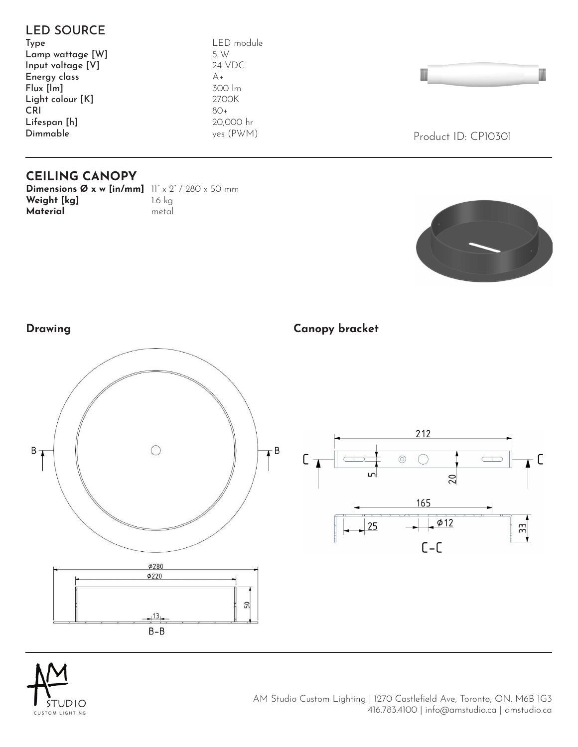## LED SOURCE

| | |
|---|---|
| Type | LED module |
| Lamp wattage [W] | 5 W |
| Input voltage [V] | 24 VDC |
| Energy class | A+ |
| Flux [lm] | 300 lm |
| Light colour [K] | 2700K |
| CRI | 80+ |
| Lifespan [h] | 20,000 hr |
| Dimmable | yes (PWM) |

Product ID: CP10301

## CEILING CANOPY

| | |
|---|---|
| **Dimensions Ø x w [in/mm]** | 11" x 2" / 280 x 50 mm |
| **Weight [kg]** | 1.6 kg |
| **Material** | metal |

### Drawing

B-B: Ø280, Ø220, 50, 13

### Canopy bracket

C-C: 212, 5, 20, 165, 25, Ø12, 33

AM Studio Custom Lighting | 1270 Castlefield Ave, Toronto, ON. M6B 1G3
416.783.4100 | info@amstudio.ca | amstudio.ca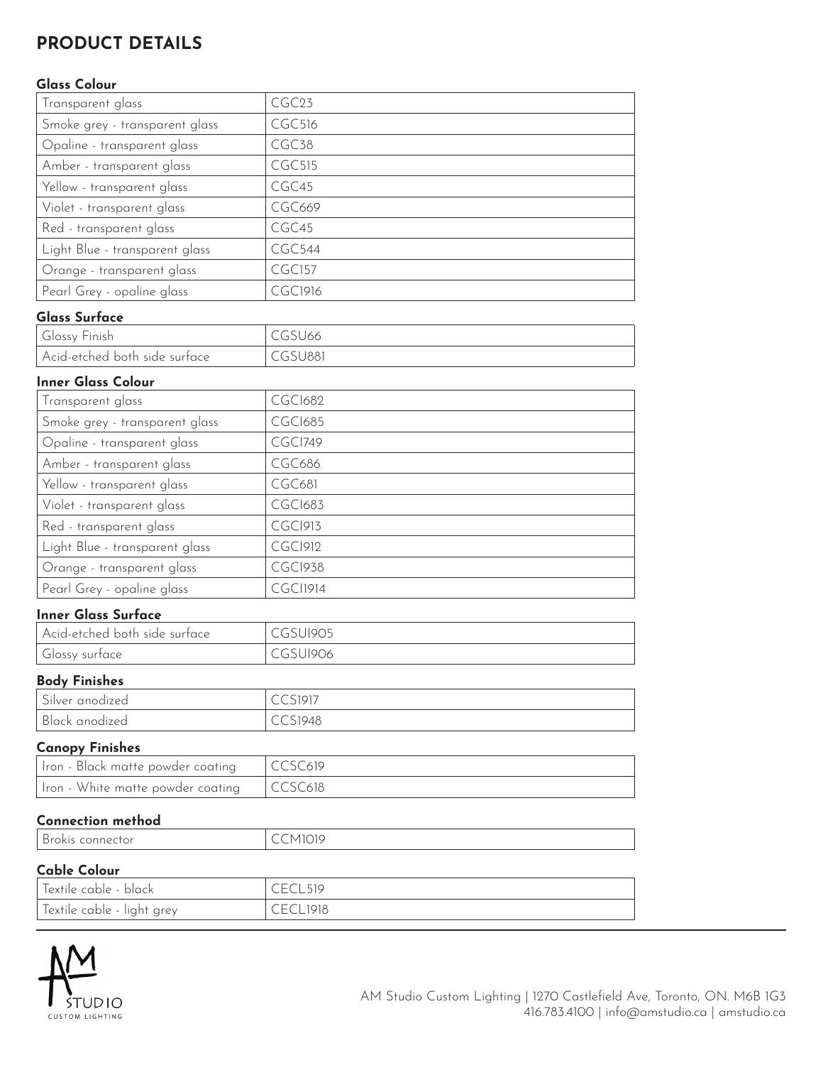## PRODUCT DETAILS

### Glass Colour

| | |
|---|---|
| Transparent glass | CGC23 |
| Smoke grey - transparent glass | CGC516 |
| Opaline - transparent glass | CGC38 |
| Amber - transparent glass | CGC515 |
| Yellow - transparent glass | CGC45 |
| Violet - transparent glass | CGC669 |
| Red - transparent glass | CGC45 |
| Light Blue - transparent glass | CGC544 |
| Orange - transparent glass | CGC157 |
| Pearl Grey - opaline glass | CGC1916 |

### Glass Surface

| | |
|---|---|
| Glossy Finish | CGSU66 |
| Acid-etched both side surface | CGSU881 |

### Inner Glass Colour

| | |
|---|---|
| Transparent glass | CGCI682 |
| Smoke grey - transparent glass | CGCI685 |
| Opaline - transparent glass | CGCI749 |
| Amber - transparent glass | CGC686 |
| Yellow - transparent glass | CGC681 |
| Violet - transparent glass | CGCI683 |
| Red - transparent glass | CGCI913 |
| Light Blue - transparent glass | CGCI912 |
| Orange - transparent glass | CGCI938 |
| Pearl Grey - opaline glass | CGCI1914 |

### Inner Glass Surface

| | |
|---|---|
| Acid-etched both side surface | CGSUI905 |
| Glossy surface | CGSUI906 |

### Body Finishes

| | |
|---|---|
| Silver anodized | CCS1917 |
| Black anodized | CCS1948 |

### Canopy Finishes

| | |
|---|---|
| Iron - Black matte powder coating | CCSC619 |
| Iron - White matte powder coating | CCSC618 |

### Connection method

| | |
|---|---|
| Brokis connector | CCM1019 |

### Cable Colour

| | |
|---|---|
| Textile cable - black | CECL519 |
| Textile cable - light grey | CECL1918 |

AM Studio Custom Lighting | 1270 Castlefield Ave, Toronto, ON. M6B 1G3
416.783.4100 | info@amstudio.ca | amstudio.ca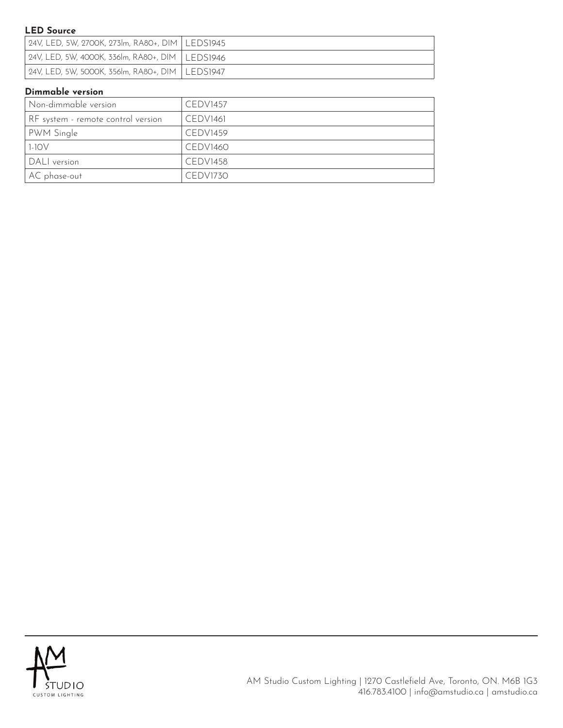**LED Source**

| | |
|---|---|
| 24V, LED, 5W, 2700K, 273lm, RA80+, DIM | LEDS1945 |
| 24V, LED, 5W, 4000K, 336lm, RA80+, DIM | LEDS1946 |
| 24V, LED, 5W, 5000K, 356lm, RA80+, DIM | LEDS1947 |

**Dimmable version**

| | |
|---|---|
| Non-dimmable version | CEDV1457 |
| RF system - remote control version | CEDV1461 |
| PWM Single | CEDV1459 |
| 1-10V | CEDV1460 |
| DALI version | CEDV1458 |
| AC phase-out | CEDV1730 |